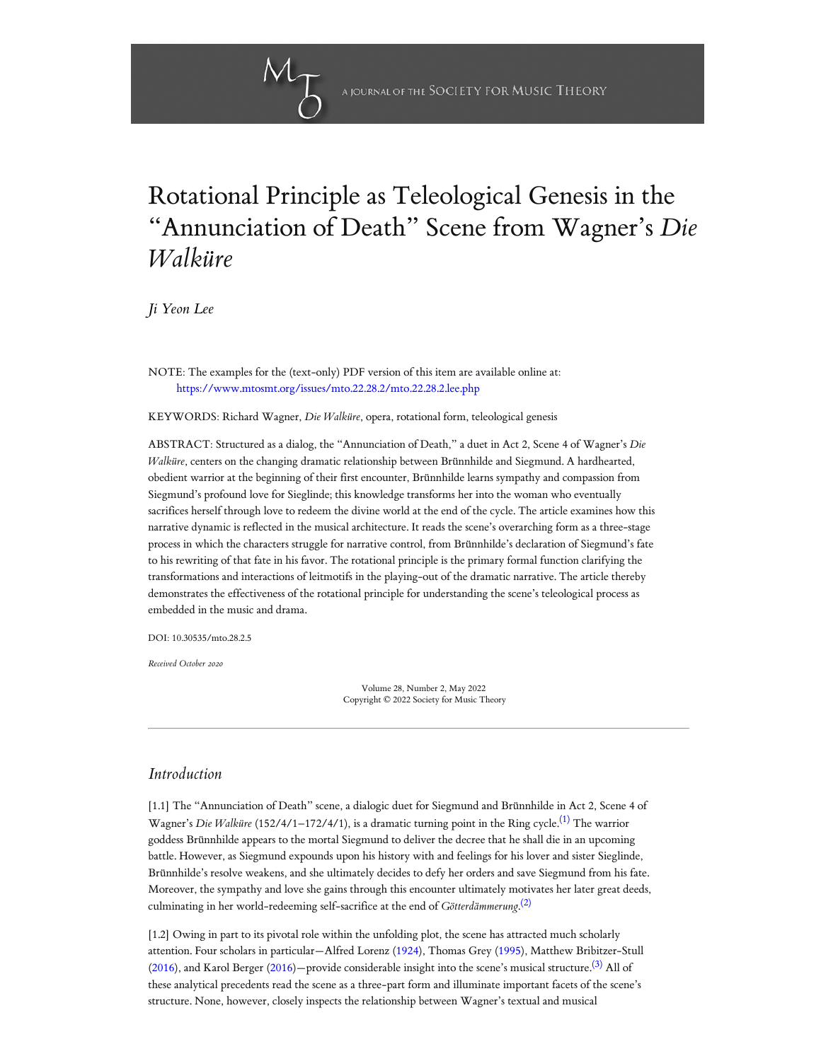# Rotational Principle as Teleological Genesis in the "Annunciation of Death" Scene from Wagner's *Die Walküre*

*Ji Yeon Lee*

NOTE: The examples for the (text-only) PDF version of this item are available online at: https://www.mtosmt.org/issues/mto.22.28.2/mto.22.28.2.lee.php

KEYWORDS: Richard Wagner, *Die Walküre*, opera, rotational form, teleological genesis

ABSTRACT: Structured as a dialog, the "Annunciation of Death," a duet in Act 2, Scene 4 of Wagner's *Die Walküre*, centers on the changing dramatic relationship between Brünnhilde and Siegmund. A hardhearted, obedient warrior at the beginning of their first encounter, Brünnhilde learns sympathy and compassion from Siegmund's profound love for Sieglinde; this knowledge transforms her into the woman who eventually sacrifices herself through love to redeem the divine world at the end of the cycle. The article examines how this narrative dynamic is reflected in the musical architecture. It reads the scene's overarching form as a three-stage process in which the characters struggle for narrative control, from Brünnhilde's declaration of Siegmund's fate to his rewriting of that fate in his favor. The rotational principle is the primary formal function clarifying the transformations and interactions of leitmotifs in the playing-out of the dramatic narrative. The article thereby demonstrates the effectiveness of the rotational principle for understanding the scene's teleological process as embedded in the music and drama.

DOI: 10.30535/mto.28.2.5

*Received October 2020*

Volume 28, Number 2, May 2022
Copyright © 2022 Society for Music Theory

---

## *Introduction*

[1.1] The "Annunciation of Death" scene, a dialogic duet for Siegmund and Brünnhilde in Act 2, Scene 4 of Wagner's *Die Walküre* (152/4/1–172/4/1), is a dramatic turning point in the Ring cycle.[(1)] The warrior goddess Brünnhilde appears to the mortal Siegmund to deliver the decree that he shall die in an upcoming battle. However, as Siegmund expounds upon his history with and feelings for his lover and sister Sieglinde, Brünnhilde's resolve weakens, and she ultimately decides to defy her orders and save Siegmund from his fate. Moreover, the sympathy and love she gains through this encounter ultimately motivates her later great deeds, culminating in her world-redeeming self-sacrifice at the end of *Götterdämmerung*.[(2)]

[1.2] Owing in part to its pivotal role within the unfolding plot, the scene has attracted much scholarly attention. Four scholars in particular—Alfred Lorenz (1924), Thomas Grey (1995), Matthew Bribitzer-Stull (2016), and Karol Berger (2016)—provide considerable insight into the scene's musical structure.[(3)] All of these analytical precedents read the scene as a three-part form and illuminate important facets of the scene's structure. None, however, closely inspects the relationship between Wagner's textual and musical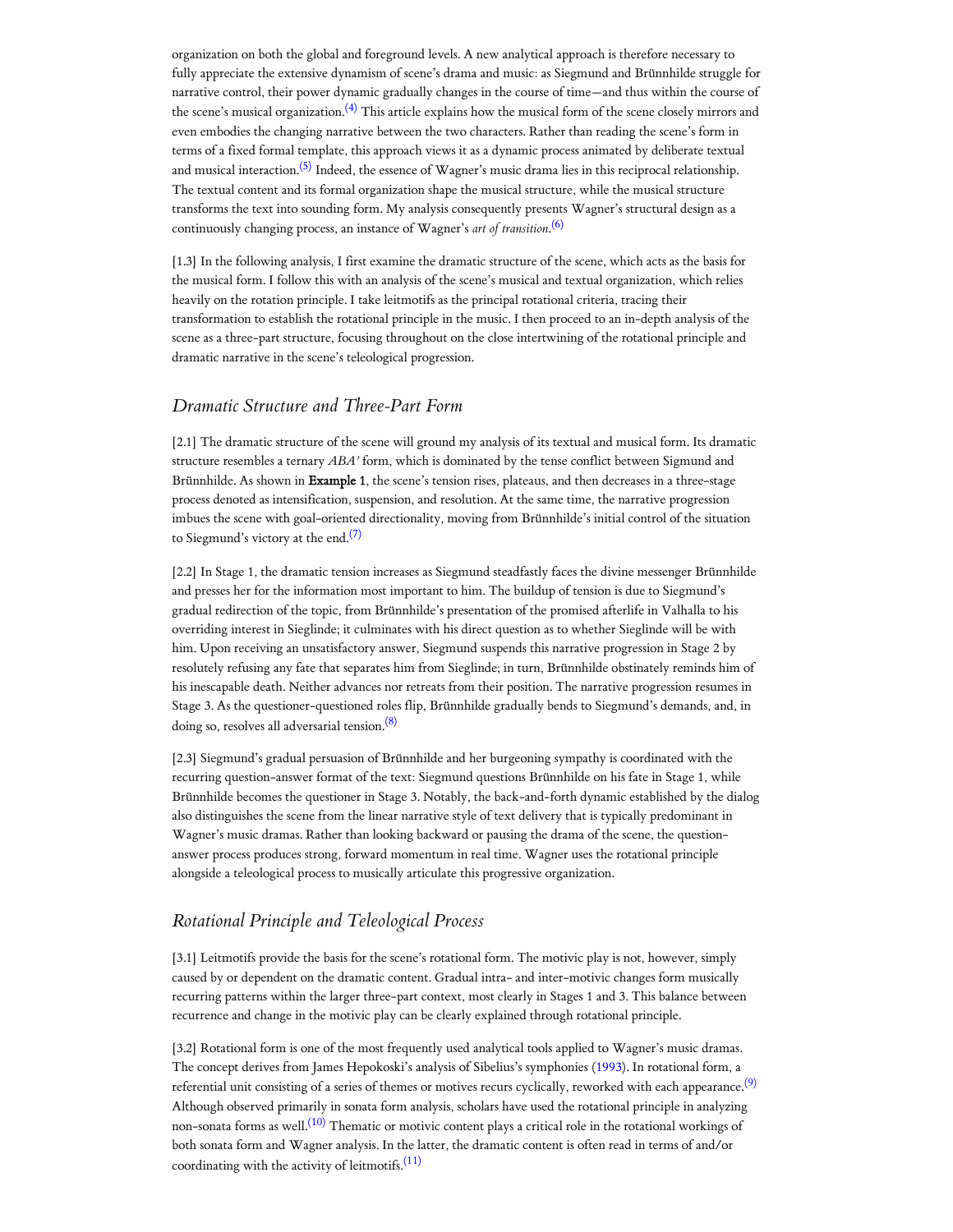organization on both the global and foreground levels. A new analytical approach is therefore necessary to fully appreciate the extensive dynamism of scene's drama and music: as Siegmund and Brünnhilde struggle for narrative control, their power dynamic gradually changes in the course of time—and thus within the course of the scene's musical organization.[(4)] This article explains how the musical form of the scene closely mirrors and even embodies the changing narrative between the two characters. Rather than reading the scene's form in terms of a fixed formal template, this approach views it as a dynamic process animated by deliberate textual and musical interaction.[(5)] Indeed, the essence of Wagner's music drama lies in this reciprocal relationship. The textual content and its formal organization shape the musical structure, while the musical structure transforms the text into sounding form. My analysis consequently presents Wagner's structural design as a continuously changing process, an instance of Wagner's *art of transition*.[(6)]

[1.3] In the following analysis, I first examine the dramatic structure of the scene, which acts as the basis for the musical form. I follow this with an analysis of the scene's musical and textual organization, which relies heavily on the rotation principle. I take leitmotifs as the principal rotational criteria, tracing their transformation to establish the rotational principle in the music. I then proceed to an in-depth analysis of the scene as a three-part structure, focusing throughout on the close intertwining of the rotational principle and dramatic narrative in the scene's teleological progression.

## *Dramatic Structure and Three-Part Form*

[2.1] The dramatic structure of the scene will ground my analysis of its textual and musical form. Its dramatic structure resembles a ternary *ABA'* form, which is dominated by the tense conflict between Sigmund and Brünnhilde. As shown in **Example 1**, the scene's tension rises, plateaus, and then decreases in a three-stage process denoted as intensification, suspension, and resolution. At the same time, the narrative progression imbues the scene with goal-oriented directionality, moving from Brünnhilde's initial control of the situation to Siegmund's victory at the end.[(7)]

[2.2] In Stage 1, the dramatic tension increases as Siegmund steadfastly faces the divine messenger Brünnhilde and presses her for the information most important to him. The buildup of tension is due to Siegmund's gradual redirection of the topic, from Brünnhilde's presentation of the promised afterlife in Valhalla to his overriding interest in Sieglinde; it culminates with his direct question as to whether Sieglinde will be with him. Upon receiving an unsatisfactory answer, Siegmund suspends this narrative progression in Stage 2 by resolutely refusing any fate that separates him from Sieglinde; in turn, Brünnhilde obstinately reminds him of his inescapable death. Neither advances nor retreats from their position. The narrative progression resumes in Stage 3. As the questioner-questioned roles flip, Brünnhilde gradually bends to Siegmund's demands, and, in doing so, resolves all adversarial tension.[(8)]

[2.3] Siegmund's gradual persuasion of Brünnhilde and her burgeoning sympathy is coordinated with the recurring question-answer format of the text: Siegmund questions Brünnhilde on his fate in Stage 1, while Brünnhilde becomes the questioner in Stage 3. Notably, the back-and-forth dynamic established by the dialog also distinguishes the scene from the linear narrative style of text delivery that is typically predominant in Wagner's music dramas. Rather than looking backward or pausing the drama of the scene, the question-answer process produces strong, forward momentum in real time. Wagner uses the rotational principle alongside a teleological process to musically articulate this progressive organization.

## *Rotational Principle and Teleological Process*

[3.1] Leitmotifs provide the basis for the scene's rotational form. The motivic play is not, however, simply caused by or dependent on the dramatic content. Gradual intra- and inter-motivic changes form musically recurring patterns within the larger three-part context, most clearly in Stages 1 and 3. This balance between recurrence and change in the motivic play can be clearly explained through rotational principle.

[3.2] Rotational form is one of the most frequently used analytical tools applied to Wagner's music dramas. The concept derives from James Hepokoski's analysis of Sibelius's symphonies (1993). In rotational form, a referential unit consisting of a series of themes or motives recurs cyclically, reworked with each appearance.[(9)] Although observed primarily in sonata form analysis, scholars have used the rotational principle in analyzing non-sonata forms as well.[(10)] Thematic or motivic content plays a critical role in the rotational workings of both sonata form and Wagner analysis. In the latter, the dramatic content is often read in terms of and/or coordinating with the activity of leitmotifs.[(11)]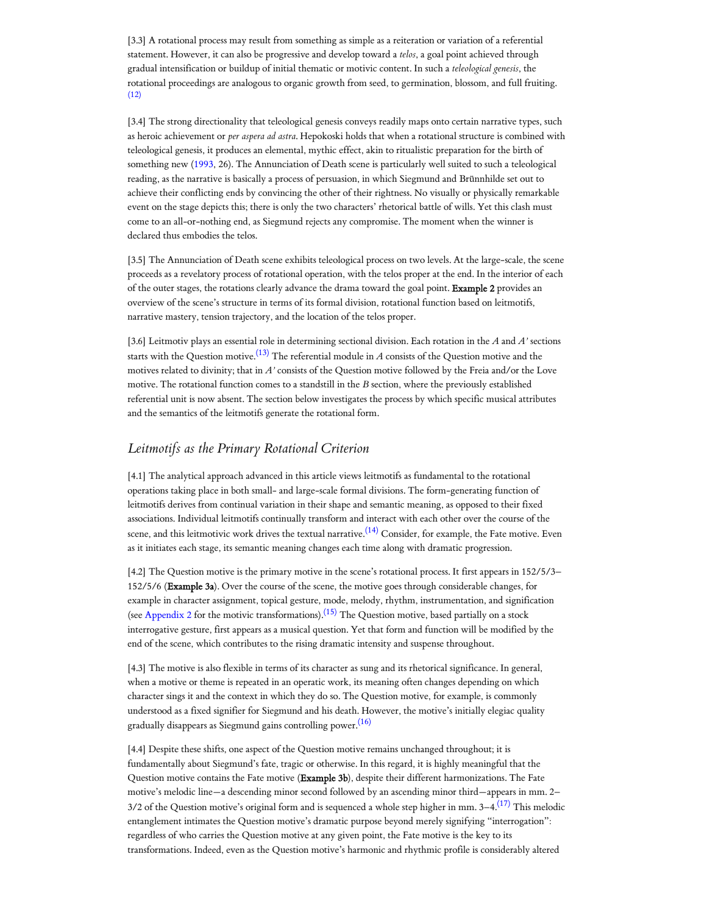[3.3] A rotational process may result from something as simple as a reiteration or variation of a referential statement. However, it can also be progressive and develop toward a *telos*, a goal point achieved through gradual intensification or buildup of initial thematic or motivic content. In such a *teleological genesis*, the rotational proceedings are analogous to organic growth from seed, to germination, blossom, and full fruiting. (12)

[3.4] The strong directionality that teleological genesis conveys readily maps onto certain narrative types, such as heroic achievement or *per aspera ad astra*. Hepokoski holds that when a rotational structure is combined with teleological genesis, it produces an elemental, mythic effect, akin to ritualistic preparation for the birth of something new (1993, 26). The Annunciation of Death scene is particularly well suited to such a teleological reading, as the narrative is basically a process of persuasion, in which Siegmund and Brünnhilde set out to achieve their conflicting ends by convincing the other of their rightness. No visually or physically remarkable event on the stage depicts this; there is only the two characters' rhetorical battle of wills. Yet this clash must come to an all-or-nothing end, as Siegmund rejects any compromise. The moment when the winner is declared thus embodies the telos.

[3.5] The Annunciation of Death scene exhibits teleological process on two levels. At the large-scale, the scene proceeds as a revelatory process of rotational operation, with the telos proper at the end. In the interior of each of the outer stages, the rotations clearly advance the drama toward the goal point. **Example 2** provides an overview of the scene's structure in terms of its formal division, rotational function based on leitmotifs, narrative mastery, tension trajectory, and the location of the telos proper.

[3.6] Leitmotiv plays an essential role in determining sectional division. Each rotation in the *A* and *A'* sections starts with the Question motive.(13) The referential module in *A* consists of the Question motive and the motives related to divinity; that in *A'* consists of the Question motive followed by the Freia and/or the Love motive. The rotational function comes to a standstill in the *B* section, where the previously established referential unit is now absent. The section below investigates the process by which specific musical attributes and the semantics of the leitmotifs generate the rotational form.

## *Leitmotifs as the Primary Rotational Criterion*

[4.1] The analytical approach advanced in this article views leitmotifs as fundamental to the rotational operations taking place in both small- and large-scale formal divisions. The form-generating function of leitmotifs derives from continual variation in their shape and semantic meaning, as opposed to their fixed associations. Individual leitmotifs continually transform and interact with each other over the course of the scene, and this leitmotivic work drives the textual narrative.(14) Consider, for example, the Fate motive. Even as it initiates each stage, its semantic meaning changes each time along with dramatic progression.

[4.2] The Question motive is the primary motive in the scene's rotational process. It first appears in 152/5/3–152/5/6 (**Example 3a**). Over the course of the scene, the motive goes through considerable changes, for example in character assignment, topical gesture, mode, melody, rhythm, instrumentation, and signification (see Appendix 2 for the motivic transformations).(15) The Question motive, based partially on a stock interrogative gesture, first appears as a musical question. Yet that form and function will be modified by the end of the scene, which contributes to the rising dramatic intensity and suspense throughout.

[4.3] The motive is also flexible in terms of its character as sung and its rhetorical significance. In general, when a motive or theme is repeated in an operatic work, its meaning often changes depending on which character sings it and the context in which they do so. The Question motive, for example, is commonly understood as a fixed signifier for Siegmund and his death. However, the motive's initially elegiac quality gradually disappears as Siegmund gains controlling power.(16)

[4.4] Despite these shifts, one aspect of the Question motive remains unchanged throughout; it is fundamentally about Siegmund's fate, tragic or otherwise. In this regard, it is highly meaningful that the Question motive contains the Fate motive (**Example 3b**), despite their different harmonizations. The Fate motive's melodic line—a descending minor second followed by an ascending minor third—appears in mm. 2–3/2 of the Question motive's original form and is sequenced a whole step higher in mm. 3–4.(17) This melodic entanglement intimates the Question motive's dramatic purpose beyond merely signifying "interrogation": regardless of who carries the Question motive at any given point, the Fate motive is the key to its transformations. Indeed, even as the Question motive's harmonic and rhythmic profile is considerably altered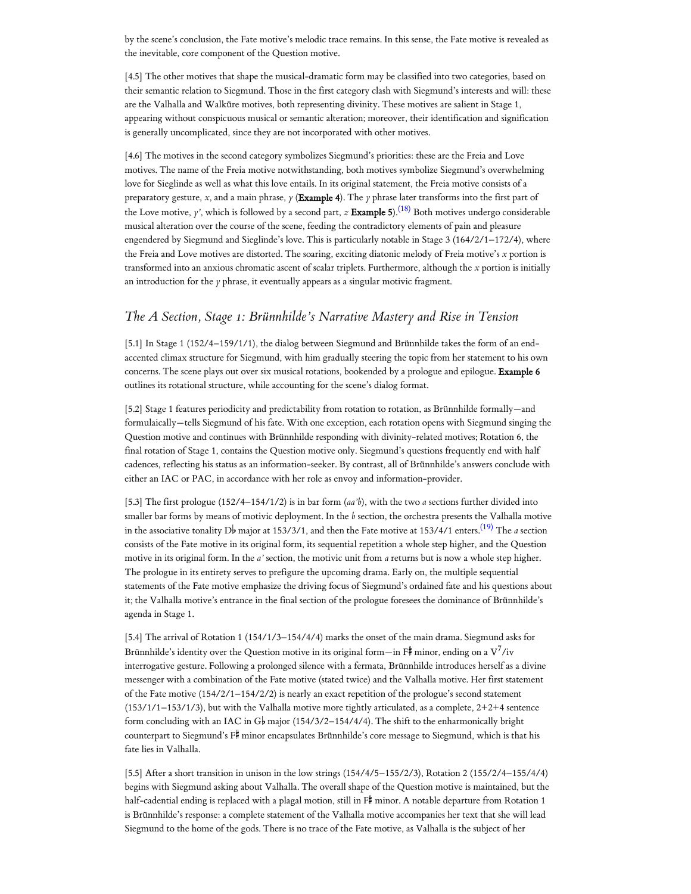by the scene's conclusion, the Fate motive's melodic trace remains. In this sense, the Fate motive is revealed as the inevitable, core component of the Question motive.

[4.5] The other motives that shape the musical-dramatic form may be classified into two categories, based on their semantic relation to Siegmund. Those in the first category clash with Siegmund's interests and will: these are the Valhalla and Walküre motives, both representing divinity. These motives are salient in Stage 1, appearing without conspicuous musical or semantic alteration; moreover, their identification and signification is generally uncomplicated, since they are not incorporated with other motives.

[4.6] The motives in the second category symbolizes Siegmund's priorities: these are the Freia and Love motives. The name of the Freia motive notwithstanding, both motives symbolize Siegmund's overwhelming love for Sieglinde as well as what this love entails. In its original statement, the Freia motive consists of a preparatory gesture, *x*, and a main phrase, *y* (**Example 4**). The *y* phrase later transforms into the first part of the Love motive, *y'*, which is followed by a second part, *z* **Example 5**).[18] Both motives undergo considerable musical alteration over the course of the scene, feeding the contradictory elements of pain and pleasure engendered by Siegmund and Sieglinde's love. This is particularly notable in Stage 3 (164/2/1–172/4), where the Freia and Love motives are distorted. The soaring, exciting diatonic melody of Freia motive's *x* portion is transformed into an anxious chromatic ascent of scalar triplets. Furthermore, although the *x* portion is initially an introduction for the *y* phrase, it eventually appears as a singular motivic fragment.

## *The A Section, Stage 1: Brünnhilde's Narrative Mastery and Rise in Tension*

[5.1] In Stage 1 (152/4–159/1/1), the dialog between Siegmund and Brünnhilde takes the form of an end-accented climax structure for Siegmund, with him gradually steering the topic from her statement to his own concerns. The scene plays out over six musical rotations, bookended by a prologue and epilogue. **Example 6** outlines its rotational structure, while accounting for the scene's dialog format.

[5.2] Stage 1 features periodicity and predictability from rotation to rotation, as Brünnhilde formally—and formulaically—tells Siegmund of his fate. With one exception, each rotation opens with Siegmund singing the Question motive and continues with Brünnhilde responding with divinity-related motives; Rotation 6, the final rotation of Stage 1, contains the Question motive only. Siegmund's questions frequently end with half cadences, reflecting his status as an information-seeker. By contrast, all of Brünnhilde's answers conclude with either an IAC or PAC, in accordance with her role as envoy and information-provider.

[5.3] The first prologue (152/4–154/1/2) is in bar form (*aa'b*), with the two *a* sections further divided into smaller bar forms by means of motivic deployment. In the *b* section, the orchestra presents the Valhalla motive in the associative tonality D♭ major at 153/3/1, and then the Fate motive at 153/4/1 enters.[19] The *a* section consists of the Fate motive in its original form, its sequential repetition a whole step higher, and the Question motive in its original form. In the *a'* section, the motivic unit from *a* returns but is now a whole step higher. The prologue in its entirety serves to prefigure the upcoming drama. Early on, the multiple sequential statements of the Fate motive emphasize the driving focus of Siegmund's ordained fate and his questions about it; the Valhalla motive's entrance in the final section of the prologue foresees the dominance of Brünnhilde's agenda in Stage 1.

[5.4] The arrival of Rotation 1 (154/1/3–154/4/4) marks the onset of the main drama. Siegmund asks for Brünnhilde's identity over the Question motive in its original form—in F♯ minor, ending on a $V^7$/iv interrogative gesture. Following a prolonged silence with a fermata, Brünnhilde introduces herself as a divine messenger with a combination of the Fate motive (stated twice) and the Valhalla motive. Her first statement of the Fate motive (154/2/1–154/2/2) is nearly an exact repetition of the prologue's second statement (153/1/1–153/1/3), but with the Valhalla motive more tightly articulated, as a complete, 2+2+4 sentence form concluding with an IAC in G♭ major (154/3/2–154/4/4). The shift to the enharmonically bright counterpart to Siegmund's F♯ minor encapsulates Brünnhilde's core message to Siegmund, which is that his fate lies in Valhalla.

[5.5] After a short transition in unison in the low strings (154/4/5–155/2/3), Rotation 2 (155/2/4–155/4/4) begins with Siegmund asking about Valhalla. The overall shape of the Question motive is maintained, but the half-cadential ending is replaced with a plagal motion, still in F♯ minor. A notable departure from Rotation 1 is Brünnhilde's response: a complete statement of the Valhalla motive accompanies her text that she will lead Siegmund to the home of the gods. There is no trace of the Fate motive, as Valhalla is the subject of her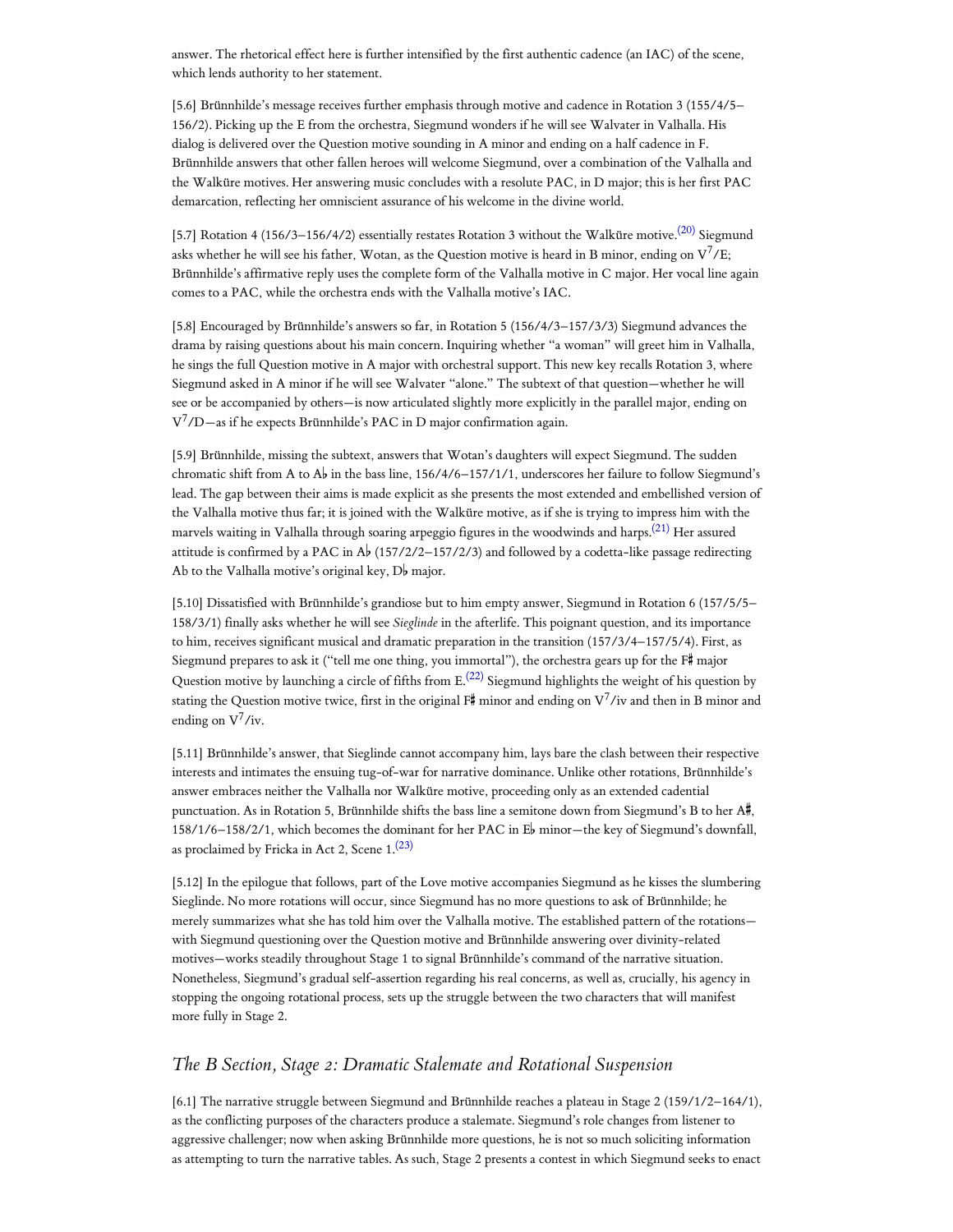answer. The rhetorical effect here is further intensified by the first authentic cadence (an IAC) of the scene, which lends authority to her statement.

[5.6] Brünnhilde's message receives further emphasis through motive and cadence in Rotation 3 (155/4/5–156/2). Picking up the E from the orchestra, Siegmund wonders if he will see Walvater in Valhalla. His dialog is delivered over the Question motive sounding in A minor and ending on a half cadence in F. Brünnhilde answers that other fallen heroes will welcome Siegmund, over a combination of the Valhalla and the Walküre motives. Her answering music concludes with a resolute PAC, in D major; this is her first PAC demarcation, reflecting her omniscient assurance of his welcome in the divine world.

[5.7] Rotation 4 (156/3–156/4/2) essentially restates Rotation 3 without the Walküre motive.[20] Siegmund asks whether he will see his father, Wotan, as the Question motive is heard in B minor, ending on $V^7$/E; Brünnhilde's affirmative reply uses the complete form of the Valhalla motive in C major. Her vocal line again comes to a PAC, while the orchestra ends with the Valhalla motive's IAC.

[5.8] Encouraged by Brünnhilde's answers so far, in Rotation 5 (156/4/3–157/3/3) Siegmund advances the drama by raising questions about his main concern. Inquiring whether "a woman" will greet him in Valhalla, he sings the full Question motive in A major with orchestral support. This new key recalls Rotation 3, where Siegmund asked in A minor if he will see Walvater "alone." The subtext of that question—whether he will see or be accompanied by others—is now articulated slightly more explicitly in the parallel major, ending on $V^7$/D—as if he expects Brünnhilde's PAC in D major confirmation again.

[5.9] Brünnhilde, missing the subtext, answers that Wotan's daughters will expect Siegmund. The sudden chromatic shift from A to A♭ in the bass line, 156/4/6–157/1/1, underscores her failure to follow Siegmund's lead. The gap between their aims is made explicit as she presents the most extended and embellished version of the Valhalla motive thus far; it is joined with the Walküre motive, as if she is trying to impress him with the marvels waiting in Valhalla through soaring arpeggio figures in the woodwinds and harps.[21] Her assured attitude is confirmed by a PAC in A♭ (157/2/2–157/2/3) and followed by a codetta-like passage redirecting Ab to the Valhalla motive's original key, D♭ major.

[5.10] Dissatisfied with Brünnhilde's grandiose but to him empty answer, Siegmund in Rotation 6 (157/5/5–158/3/1) finally asks whether he will see *Sieglinde* in the afterlife. This poignant question, and its importance to him, receives significant musical and dramatic preparation in the transition (157/3/4–157/5/4). First, as Siegmund prepares to ask it ("tell me one thing, you immortal"), the orchestra gears up for the F♯ major Question motive by launching a circle of fifths from E.[22] Siegmund highlights the weight of his question by stating the Question motive twice, first in the original F♯ minor and ending on $V^7$/iv and then in B minor and ending on $V^7$/iv.

[5.11] Brünnhilde's answer, that Sieglinde cannot accompany him, lays bare the clash between their respective interests and intimates the ensuing tug-of-war for narrative dominance. Unlike other rotations, Brünnhilde's answer embraces neither the Valhalla nor Walküre motive, proceeding only as an extended cadential punctuation. As in Rotation 5, Brünnhilde shifts the bass line a semitone down from Siegmund's B to her A♯, 158/1/6–158/2/1, which becomes the dominant for her PAC in E♭ minor—the key of Siegmund's downfall, as proclaimed by Fricka in Act 2, Scene 1.[23]

[5.12] In the epilogue that follows, part of the Love motive accompanies Siegmund as he kisses the slumbering Sieglinde. No more rotations will occur, since Siegmund has no more questions to ask of Brünnhilde; he merely summarizes what she has told him over the Valhalla motive. The established pattern of the rotations—with Siegmund questioning over the Question motive and Brünnhilde answering over divinity-related motives—works steadily throughout Stage 1 to signal Brünnhilde's command of the narrative situation. Nonetheless, Siegmund's gradual self-assertion regarding his real concerns, as well as, crucially, his agency in stopping the ongoing rotational process, sets up the struggle between the two characters that will manifest more fully in Stage 2.

## *The B Section, Stage 2: Dramatic Stalemate and Rotational Suspension*

[6.1] The narrative struggle between Siegmund and Brünnhilde reaches a plateau in Stage 2 (159/1/2–164/1), as the conflicting purposes of the characters produce a stalemate. Siegmund's role changes from listener to aggressive challenger; now when asking Brünnhilde more questions, he is not so much soliciting information as attempting to turn the narrative tables. As such, Stage 2 presents a contest in which Siegmund seeks to enact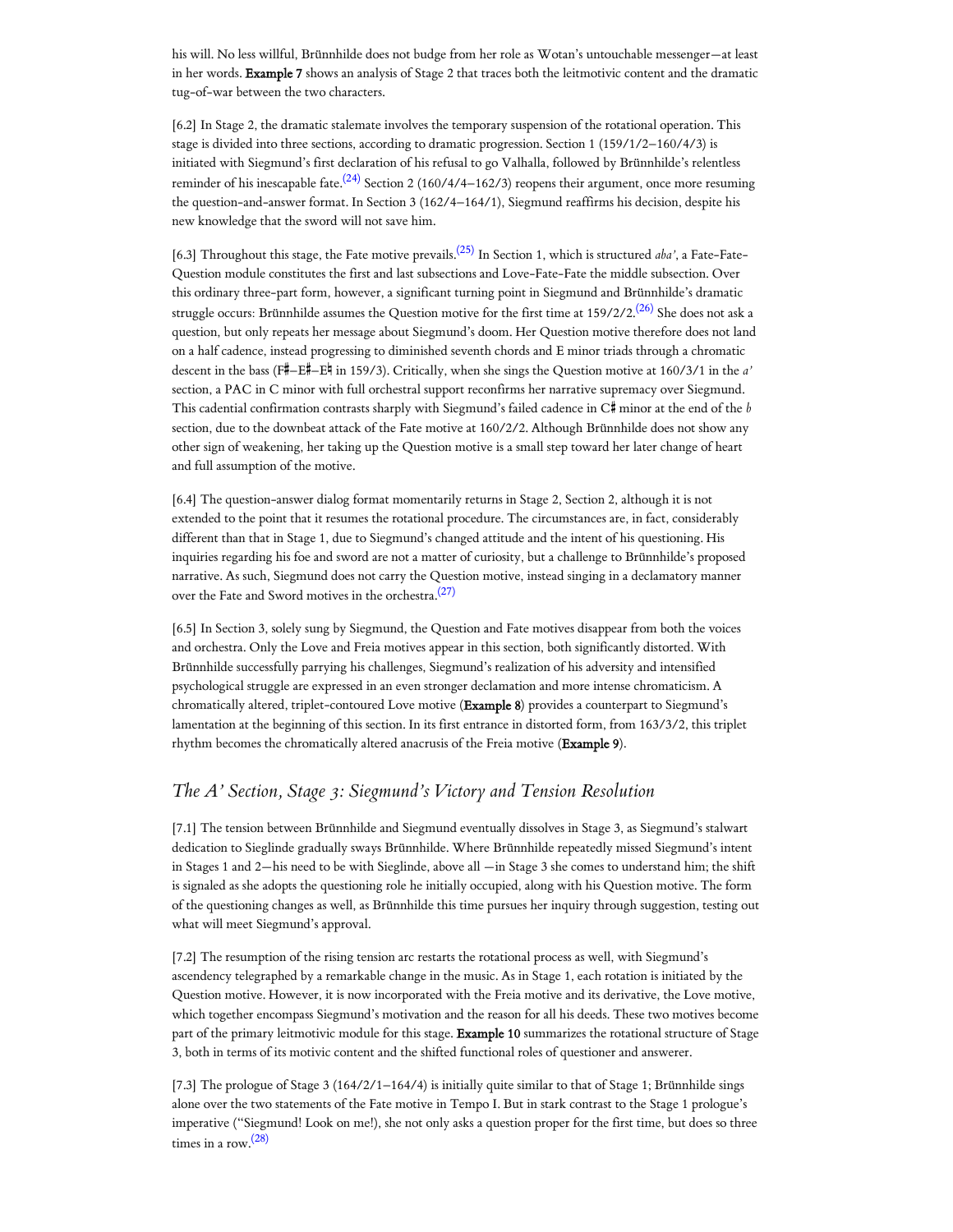his will. No less willful, Brünnhilde does not budge from her role as Wotan's untouchable messenger—at least in her words. **Example 7** shows an analysis of Stage 2 that traces both the leitmotivic content and the dramatic tug-of-war between the two characters.

[6.2] In Stage 2, the dramatic stalemate involves the temporary suspension of the rotational operation. This stage is divided into three sections, according to dramatic progression. Section 1 (159/1/2–160/4/3) is initiated with Siegmund's first declaration of his refusal to go Valhalla, followed by Brünnhilde's relentless reminder of his inescapable fate.(24) Section 2 (160/4/4–162/3) reopens their argument, once more resuming the question-and-answer format. In Section 3 (162/4–164/1), Siegmund reaffirms his decision, despite his new knowledge that the sword will not save him.

[6.3] Throughout this stage, the Fate motive prevails.(25) In Section 1, which is structured *aba'*, a Fate-Fate-Question module constitutes the first and last subsections and Love-Fate-Fate the middle subsection. Over this ordinary three-part form, however, a significant turning point in Siegmund and Brünnhilde's dramatic struggle occurs: Brünnhilde assumes the Question motive for the first time at 159/2/2.(26) She does not ask a question, but only repeats her message about Siegmund's doom. Her Question motive therefore does not land on a half cadence, instead progressing to diminished seventh chords and E minor triads through a chromatic descent in the bass (F♯–E♯–E♮ in 159/3). Critically, when she sings the Question motive at 160/3/1 in the *a'* section, a PAC in C minor with full orchestral support reconfirms her narrative supremacy over Siegmund. This cadential confirmation contrasts sharply with Siegmund's failed cadence in C♯ minor at the end of the *b* section, due to the downbeat attack of the Fate motive at 160/2/2. Although Brünnhilde does not show any other sign of weakening, her taking up the Question motive is a small step toward her later change of heart and full assumption of the motive.

[6.4] The question-answer dialog format momentarily returns in Stage 2, Section 2, although it is not extended to the point that it resumes the rotational procedure. The circumstances are, in fact, considerably different than that in Stage 1, due to Siegmund's changed attitude and the intent of his questioning. His inquiries regarding his foe and sword are not a matter of curiosity, but a challenge to Brünnhilde's proposed narrative. As such, Siegmund does not carry the Question motive, instead singing in a declamatory manner over the Fate and Sword motives in the orchestra.(27)

[6.5] In Section 3, solely sung by Siegmund, the Question and Fate motives disappear from both the voices and orchestra. Only the Love and Freia motives appear in this section, both significantly distorted. With Brünnhilde successfully parrying his challenges, Siegmund's realization of his adversity and intensified psychological struggle are expressed in an even stronger declamation and more intense chromaticism. A chromatically altered, triplet-contoured Love motive (**Example 8**) provides a counterpart to Siegmund's lamentation at the beginning of this section. In its first entrance in distorted form, from 163/3/2, this triplet rhythm becomes the chromatically altered anacrusis of the Freia motive (**Example 9**).

## *The A' Section, Stage 3: Siegmund's Victory and Tension Resolution*

[7.1] The tension between Brünnhilde and Siegmund eventually dissolves in Stage 3, as Siegmund's stalwart dedication to Sieglinde gradually sways Brünnhilde. Where Brünnhilde repeatedly missed Siegmund's intent in Stages 1 and 2—his need to be with Sieglinde, above all —in Stage 3 she comes to understand him; the shift is signaled as she adopts the questioning role he initially occupied, along with his Question motive. The form of the questioning changes as well, as Brünnhilde this time pursues her inquiry through suggestion, testing out what will meet Siegmund's approval.

[7.2] The resumption of the rising tension arc restarts the rotational process as well, with Siegmund's ascendency telegraphed by a remarkable change in the music. As in Stage 1, each rotation is initiated by the Question motive. However, it is now incorporated with the Freia motive and its derivative, the Love motive, which together encompass Siegmund's motivation and the reason for all his deeds. These two motives become part of the primary leitmotivic module for this stage. **Example 10** summarizes the rotational structure of Stage 3, both in terms of its motivic content and the shifted functional roles of questioner and answerer.

[7.3] The prologue of Stage 3 (164/2/1–164/4) is initially quite similar to that of Stage 1; Brünnhilde sings alone over the two statements of the Fate motive in Tempo I. But in stark contrast to the Stage 1 prologue's imperative ("Siegmund! Look on me!), she not only asks a question proper for the first time, but does so three times in a row.(28)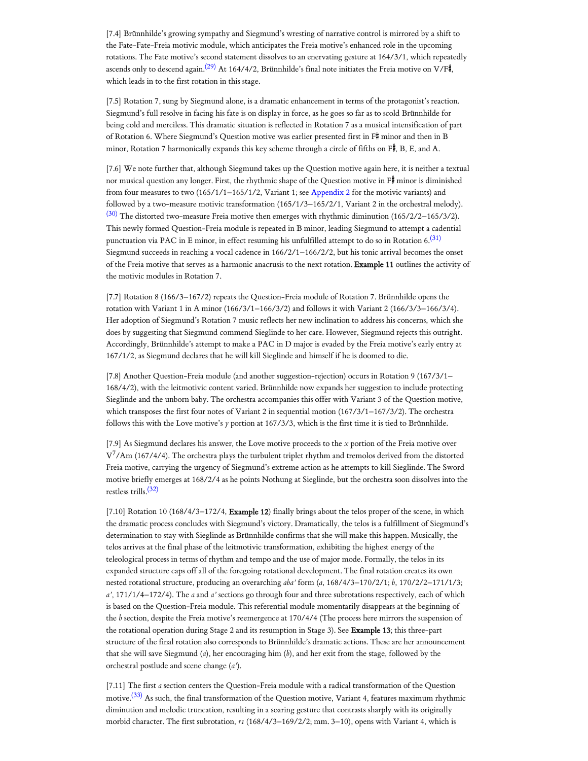[7.4] Brünnhilde's growing sympathy and Siegmund's wresting of narrative control is mirrored by a shift to the Fate-Fate-Freia motivic module, which anticipates the Freia motive's enhanced role in the upcoming rotations. The Fate motive's second statement dissolves to an enervating gesture at 164/3/1, which repeatedly ascends only to descend again.[29] At 164/4/2, Brünnhilde's final note initiates the Freia motive on V/F♯, which leads in to the first rotation in this stage.

[7.5] Rotation 7, sung by Siegmund alone, is a dramatic enhancement in terms of the protagonist's reaction. Siegmund's full resolve in facing his fate is on display in force, as he goes so far as to scold Brünnhilde for being cold and merciless. This dramatic situation is reflected in Rotation 7 as a musical intensification of part of Rotation 6. Where Siegmund's Question motive was earlier presented first in F♯ minor and then in B minor, Rotation 7 harmonically expands this key scheme through a circle of fifths on F♯, B, E, and A.

[7.6] We note further that, although Siegmund takes up the Question motive again here, it is neither a textual nor musical question any longer. First, the rhythmic shape of the Question motive in F♯ minor is diminished from four measures to two (165/1/1–165/1/2, Variant 1; see Appendix 2 for the motivic variants) and followed by a two-measure motivic transformation (165/1/3–165/2/1, Variant 2 in the orchestral melody).[30] The distorted two-measure Freia motive then emerges with rhythmic diminution (165/2/2–165/3/2). This newly formed Question-Freia module is repeated in B minor, leading Siegmund to attempt a cadential punctuation via PAC in E minor, in effect resuming his unfulfilled attempt to do so in Rotation 6.[31] Siegmund succeeds in reaching a vocal cadence in 166/2/1–166/2/2, but his tonic arrival becomes the onset of the Freia motive that serves as a harmonic anacrusis to the next rotation. **Example 11** outlines the activity of the motivic modules in Rotation 7.

[7.7] Rotation 8 (166/3–167/2) repeats the Question-Freia module of Rotation 7. Brünnhilde opens the rotation with Variant 1 in A minor (166/3/1–166/3/2) and follows it with Variant 2 (166/3/3–166/3/4). Her adoption of Siegmund's Rotation 7 music reflects her new inclination to address his concerns, which she does by suggesting that Siegmund commend Sieglinde to her care. However, Siegmund rejects this outright. Accordingly, Brünnhilde's attempt to make a PAC in D major is evaded by the Freia motive's early entry at 167/1/2, as Siegmund declares that he will kill Sieglinde and himself if he is doomed to die.

[7.8] Another Question-Freia module (and another suggestion-rejection) occurs in Rotation 9 (167/3/1–168/4/2), with the leitmotivic content varied. Brünnhilde now expands her suggestion to include protecting Sieglinde and the unborn baby. The orchestra accompanies this offer with Variant 3 of the Question motive, which transposes the first four notes of Variant 2 in sequential motion (167/3/1–167/3/2). The orchestra follows this with the Love motive's *y* portion at 167/3/3, which is the first time it is tied to Brünnhilde.

[7.9] As Siegmund declares his answer, the Love motive proceeds to the *x* portion of the Freia motive over $V^7$/Am (167/4/4). The orchestra plays the turbulent triplet rhythm and tremolos derived from the distorted Freia motive, carrying the urgency of Siegmund's extreme action as he attempts to kill Sieglinde. The Sword motive briefly emerges at 168/2/4 as he points Nothung at Sieglinde, but the orchestra soon dissolves into the restless trills.[32]

[7.10] Rotation 10 (168/4/3–172/4, **Example 12**) finally brings about the telos proper of the scene, in which the dramatic process concludes with Siegmund's victory. Dramatically, the telos is a fulfillment of Siegmund's determination to stay with Sieglinde as Brünnhilde confirms that she will make this happen. Musically, the telos arrives at the final phase of the leitmotivic transformation, exhibiting the highest energy of the teleological process in terms of rhythm and tempo and the use of major mode. Formally, the telos in its expanded structure caps off all of the foregoing rotational development. The final rotation creates its own nested rotational structure, producing an overarching *aba'* form (*a*, 168/4/3–170/2/1; *b*, 170/2/2–171/1/3; *a'*, 171/1/4–172/4). The *a* and *a'* sections go through four and three subrotations respectively, each of which is based on the Question-Freia module. This referential module momentarily disappears at the beginning of the *b* section, despite the Freia motive's reemergence at 170/4/4 (The process here mirrors the suspension of the rotational operation during Stage 2 and its resumption in Stage 3). See **Example 13**; this three-part structure of the final rotation also corresponds to Brünnhilde's dramatic actions. These are her announcement that she will save Siegmund (*a*), her encouraging him (*b*), and her exit from the stage, followed by the orchestral postlude and scene change (*a'*).

[7.11] The first *a* section centers the Question-Freia module with a radical transformation of the Question motive.[33] As such, the final transformation of the Question motive, Variant 4, features maximum rhythmic diminution and melodic truncation, resulting in a soaring gesture that contrasts sharply with its originally morbid character. The first subrotation, *r1* (168/4/3–169/2/2; mm. 3–10), opens with Variant 4, which is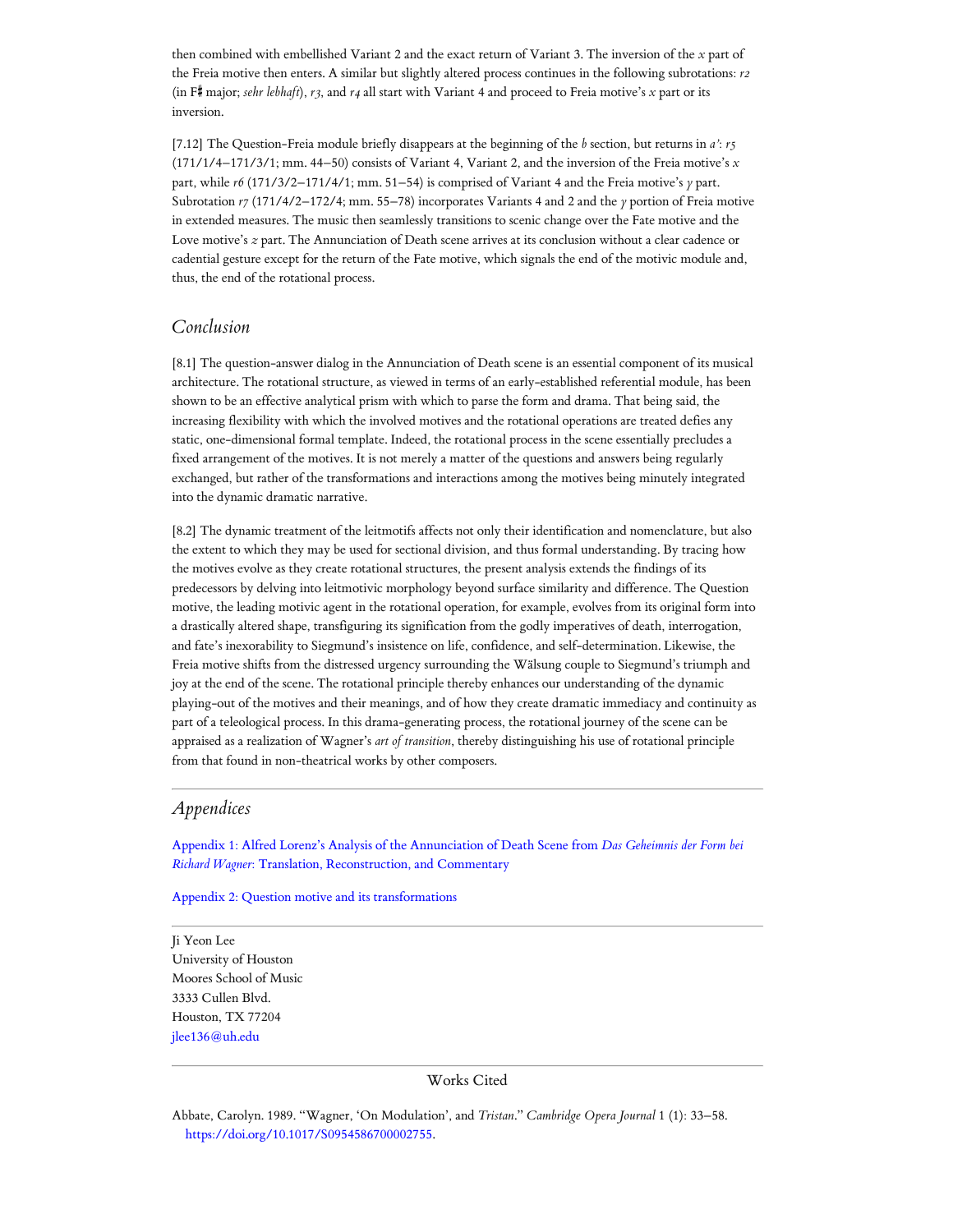then combined with embellished Variant 2 and the exact return of Variant 3. The inversion of the *x* part of the Freia motive then enters. A similar but slightly altered process continues in the following subrotations: *r2* (in F♯ major; *sehr lebhaft*), *r3*, and *r4* all start with Variant 4 and proceed to Freia motive's *x* part or its inversion.

[7.12] The Question-Freia module briefly disappears at the beginning of the *b* section, but returns in *a'*: *r5* (171/1/4–171/3/1; mm. 44–50) consists of Variant 4, Variant 2, and the inversion of the Freia motive's *x* part, while *r6* (171/3/2–171/4/1; mm. 51–54) is comprised of Variant 4 and the Freia motive's *y* part. Subrotation *r7* (171/4/2–172/4; mm. 55–78) incorporates Variants 4 and 2 and the *y* portion of Freia motive in extended measures. The music then seamlessly transitions to scenic change over the Fate motive and the Love motive's *z* part. The Annunciation of Death scene arrives at its conclusion without a clear cadence or cadential gesture except for the return of the Fate motive, which signals the end of the motivic module and, thus, the end of the rotational process.

## *Conclusion*

[8.1] The question-answer dialog in the Annunciation of Death scene is an essential component of its musical architecture. The rotational structure, as viewed in terms of an early-established referential module, has been shown to be an effective analytical prism with which to parse the form and drama. That being said, the increasing flexibility with which the involved motives and the rotational operations are treated defies any static, one-dimensional formal template. Indeed, the rotational process in the scene essentially precludes a fixed arrangement of the motives. It is not merely a matter of the questions and answers being regularly exchanged, but rather of the transformations and interactions among the motives being minutely integrated into the dynamic dramatic narrative.

[8.2] The dynamic treatment of the leitmotifs affects not only their identification and nomenclature, but also the extent to which they may be used for sectional division, and thus formal understanding. By tracing how the motives evolve as they create rotational structures, the present analysis extends the findings of its predecessors by delving into leitmotivic morphology beyond surface similarity and difference. The Question motive, the leading motivic agent in the rotational operation, for example, evolves from its original form into a drastically altered shape, transfiguring its signification from the godly imperatives of death, interrogation, and fate's inexorability to Siegmund's insistence on life, confidence, and self-determination. Likewise, the Freia motive shifts from the distressed urgency surrounding the Wälsung couple to Siegmund's triumph and joy at the end of the scene. The rotational principle thereby enhances our understanding of the dynamic playing-out of the motives and their meanings, and of how they create dramatic immediacy and continuity as part of a teleological process. In this drama-generating process, the rotational journey of the scene can be appraised as a realization of Wagner's *art of transition*, thereby distinguishing his use of rotational principle from that found in non-theatrical works by other composers.

## *Appendices*

Appendix 1: Alfred Lorenz's Analysis of the Annunciation of Death Scene from *Das Geheimnis der Form bei Richard Wagner*: Translation, Reconstruction, and Commentary

Appendix 2: Question motive and its transformations

Ji Yeon Lee
University of Houston
Moores School of Music
3333 Cullen Blvd.
Houston, TX 77204
jlee136@uh.edu

### Works Cited

Abbate, Carolyn. 1989. "Wagner, 'On Modulation', and *Tristan*." *Cambridge Opera Journal* 1 (1): 33–58. https://doi.org/10.1017/S0954586700002755.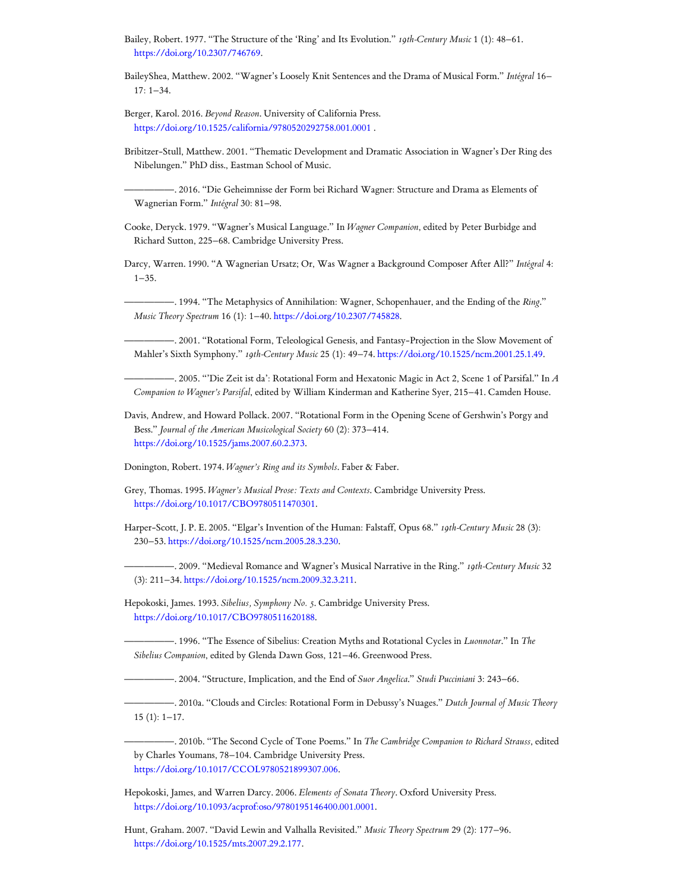Bailey, Robert. 1977. "The Structure of the 'Ring' and Its Evolution." *19th-Century Music* 1 (1): 48–61. https://doi.org/10.2307/746769.

BaileyShea, Matthew. 2002. "Wagner's Loosely Knit Sentences and the Drama of Musical Form." *Intégral* 16–17: 1–34.

Berger, Karol. 2016. *Beyond Reason*. University of California Press. https://doi.org/10.1525/california/9780520292758.001.0001 .

Bribitzer-Stull, Matthew. 2001. "Thematic Development and Dramatic Association in Wagner's Der Ring des Nibelungen." PhD diss., Eastman School of Music.

———. 2016. "Die Geheimnisse der Form bei Richard Wagner: Structure and Drama as Elements of Wagnerian Form." *Intégral* 30: 81–98.

Cooke, Deryck. 1979. "Wagner's Musical Language." In *Wagner Companion*, edited by Peter Burbidge and Richard Sutton, 225–68. Cambridge University Press.

Darcy, Warren. 1990. "A Wagnerian Ursatz; Or, Was Wagner a Background Composer After All?" *Intégral* 4: 1–35.

———. 1994. "The Metaphysics of Annihilation: Wagner, Schopenhauer, and the Ending of the *Ring*." *Music Theory Spectrum* 16 (1): 1–40. https://doi.org/10.2307/745828.

———. 2001. "Rotational Form, Teleological Genesis, and Fantasy-Projection in the Slow Movement of Mahler's Sixth Symphony." *19th-Century Music* 25 (1): 49–74. https://doi.org/10.1525/ncm.2001.25.1.49.

———. 2005. "'Die Zeit ist da': Rotational Form and Hexatonic Magic in Act 2, Scene 1 of Parsifal." In *A Companion to Wagner's Parsifal*, edited by William Kinderman and Katherine Syer, 215–41. Camden House.

Davis, Andrew, and Howard Pollack. 2007. "Rotational Form in the Opening Scene of Gershwin's Porgy and Bess." *Journal of the American Musicological Society* 60 (2): 373–414. https://doi.org/10.1525/jams.2007.60.2.373.

Donington, Robert. 1974. *Wagner's Ring and its Symbols*. Faber & Faber.

Grey, Thomas. 1995. *Wagner's Musical Prose: Texts and Contexts*. Cambridge University Press. https://doi.org/10.1017/CBO9780511470301.

Harper-Scott, J. P. E. 2005. "Elgar's Invention of the Human: Falstaff, Opus 68." *19th-Century Music* 28 (3): 230–53. https://doi.org/10.1525/ncm.2005.28.3.230.

———. 2009. "Medieval Romance and Wagner's Musical Narrative in the Ring." *19th-Century Music* 32 (3): 211–34. https://doi.org/10.1525/ncm.2009.32.3.211.

Hepokoski, James. 1993. *Sibelius, Symphony No. 5*. Cambridge University Press. https://doi.org/10.1017/CBO9780511620188.

———. 1996. "The Essence of Sibelius: Creation Myths and Rotational Cycles in *Luonnotar*." In *The Sibelius Companion*, edited by Glenda Dawn Goss, 121–46. Greenwood Press.

———. 2004. "Structure, Implication, and the End of *Suor Angelica*." *Studi Pucciniani* 3: 243–66.

———. 2010a. "Clouds and Circles: Rotational Form in Debussy's Nuages." *Dutch Journal of Music Theory* 15 (1): 1–17.

———. 2010b. "The Second Cycle of Tone Poems." In *The Cambridge Companion to Richard Strauss*, edited by Charles Youmans, 78–104. Cambridge University Press. https://doi.org/10.1017/CCOL9780521899307.006.

Hepokoski, James, and Warren Darcy. 2006. *Elements of Sonata Theory*. Oxford University Press. https://doi.org/10.1093/acprof:oso/9780195146400.001.0001.

Hunt, Graham. 2007. "David Lewin and Valhalla Revisited." *Music Theory Spectrum* 29 (2): 177–96. https://doi.org/10.1525/mts.2007.29.2.177.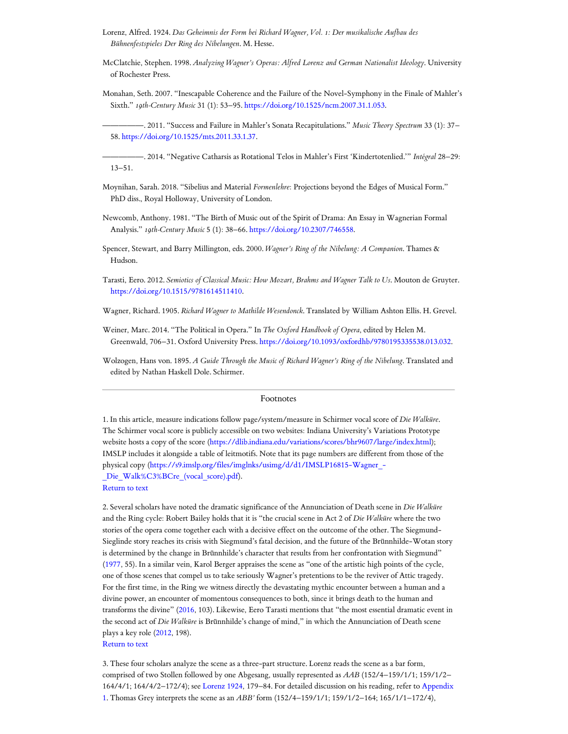Lorenz, Alfred. 1924. *Das Geheimnis der Form bei Richard Wagner, Vol. 1: Der musikalische Aufbau des Bühnenfestspieles Der Ring des Nibelungen*. M. Hesse.

McClatchie, Stephen. 1998. *Analyzing Wagner's Operas: Alfred Lorenz and German Nationalist Ideology*. University of Rochester Press.

Monahan, Seth. 2007. "Inescapable Coherence and the Failure of the Novel-Symphony in the Finale of Mahler's Sixth." *19th-Century Music* 31 (1): 53–95. https://doi.org/10.1525/ncm.2007.31.1.053.

————. 2011. "Success and Failure in Mahler's Sonata Recapitulations." *Music Theory Spectrum* 33 (1): 37–58. https://doi.org/10.1525/mts.2011.33.1.37.

————. 2014. "Negative Catharsis as Rotational Telos in Mahler's First 'Kindertotenlied.'" *Intégral* 28–29: 13–51.

Moynihan, Sarah. 2018. "Sibelius and Material *Formenlehre*: Projections beyond the Edges of Musical Form." PhD diss., Royal Holloway, University of London.

Newcomb, Anthony. 1981. "The Birth of Music out of the Spirit of Drama: An Essay in Wagnerian Formal Analysis." *19th-Century Music* 5 (1): 38–66. https://doi.org/10.2307/746558.

Spencer, Stewart, and Barry Millington, eds. 2000. *Wagner's Ring of the Nibelung: A Companion*. Thames & Hudson.

Tarasti, Eero. 2012. *Semiotics of Classical Music: How Mozart, Brahms and Wagner Talk to Us*. Mouton de Gruyter. https://doi.org/10.1515/9781614511410.

Wagner, Richard. 1905. *Richard Wagner to Mathilde Wesendonck*. Translated by William Ashton Ellis. H. Grevel.

Weiner, Marc. 2014. "The Political in Opera." In *The Oxford Handbook of Opera*, edited by Helen M. Greenwald, 706–31. Oxford University Press. https://doi.org/10.1093/oxfordhb/9780195335538.013.032.

Wolzogen, Hans von. 1895. *A Guide Through the Music of Richard Wagner's Ring of the Nibelung*. Translated and edited by Nathan Haskell Dole. Schirmer.

---

## Footnotes

1. In this article, measure indications follow page/system/measure in Schirmer vocal score of *Die Walküre*. The Schirmer vocal score is publicly accessible on two websites: Indiana University's Variations Prototype website hosts a copy of the score (https://dlib.indiana.edu/variations/scores/bhr9607/large/index.html); IMSLP includes it alongside a table of leitmotifs. Note that its page numbers are different from those of the physical copy (https://s9.imslp.org/files/imglnks/usimg/d/d1/IMSLP16815-Wagner_-_Die_Walk%C3%BCre_(vocal_score).pdf).
Return to text

2. Several scholars have noted the dramatic significance of the Annunciation of Death scene in *Die Walküre* and the Ring cycle: Robert Bailey holds that it is "the crucial scene in Act 2 of *Die Walküre* where the two stories of the opera come together each with a decisive effect on the outcome of the other. The Siegmund-Sieglinde story reaches its crisis with Siegmund's fatal decision, and the future of the Brünnhilde-Wotan story is determined by the change in Brünnhilde's character that results from her confrontation with Siegmund" (1977, 55). In a similar vein, Karol Berger appraises the scene as "one of the artistic high points of the cycle, one of those scenes that compel us to take seriously Wagner's pretentions to be the reviver of Attic tragedy. For the first time, in the Ring we witness directly the devastating mythic encounter between a human and a divine power, an encounter of momentous consequences to both, since it brings death to the human and transforms the divine" (2016, 103). Likewise, Eero Tarasti mentions that "the most essential dramatic event in the second act of *Die Walküre* is Brünnhilde's change of mind," in which the Annunciation of Death scene plays a key role (2012, 198).
Return to text

3. These four scholars analyze the scene as a three-part structure. Lorenz reads the scene as a bar form, comprised of two Stollen followed by one Abgesang, usually represented as *AAB* (152/4–159/1/1; 159/1/2–164/4/1; 164/4/2–172/4); see Lorenz 1924, 179–84. For detailed discussion on his reading, refer to Appendix 1. Thomas Grey interprets the scene as an *ABB'* form (152/4–159/1/1; 159/1/2–164; 165/1/1–172/4),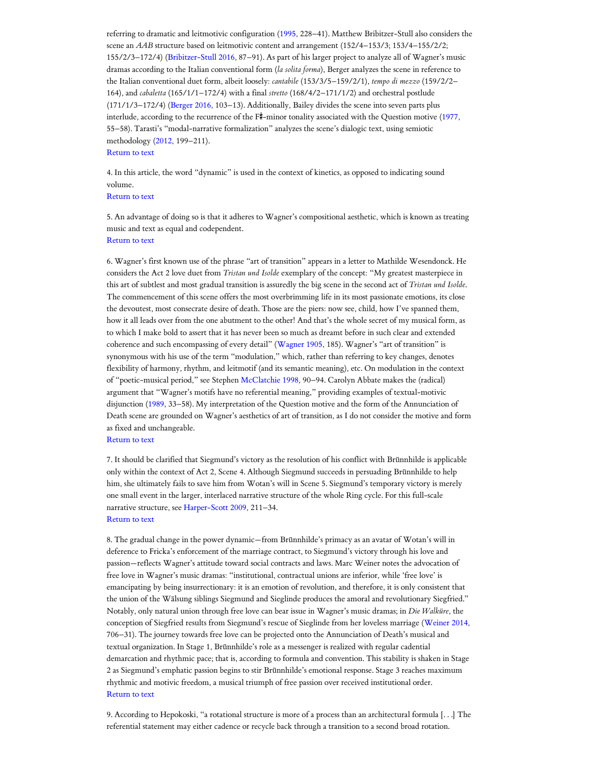referring to dramatic and leitmotivic configuration (1995, 228–41). Matthew Bribitzer-Stull also considers the scene an *AAB* structure based on leitmotivic content and arrangement (152/4–153/3; 153/4–155/2/2; 155/2/3–172/4) (Bribitzer-Stull 2016, 87–91). As part of his larger project to analyze all of Wagner's music dramas according to the Italian conventional form (*la solita forma*), Berger analyzes the scene in reference to the Italian conventional duet form, albeit loosely: *cantabile* (153/3/5–159/2/1), *tempo di mezzo* (159/2/2–164), and *cabaletta* (165/1/1–172/4) with a final *stretto* (168/4/2–171/1/2) and orchestral postlude (171/1/3–172/4) (Berger 2016, 103–13). Additionally, Bailey divides the scene into seven parts plus interlude, according to the recurrence of the F♯-minor tonality associated with the Question motive (1977, 55–58). Tarasti's "modal-narrative formalization" analyzes the scene's dialogic text, using semiotic methodology (2012, 199–211).
Return to text

4. In this article, the word "dynamic" is used in the context of kinetics, as opposed to indicating sound volume.
Return to text

5. An advantage of doing so is that it adheres to Wagner's compositional aesthetic, which is known as treating music and text as equal and codependent.
Return to text

6. Wagner's first known use of the phrase "art of transition" appears in a letter to Mathilde Wesendonck. He considers the Act 2 love duet from *Tristan und Isolde* exemplary of the concept: "My greatest masterpiece in this art of subtlest and most gradual transition is assuredly the big scene in the second act of *Tristan und Isolde*. The commencement of this scene offers the most overbrimming life in its most passionate emotions, its close the devoutest, most consecrate desire of death. Those are the piers: now see, child, how I've spanned them, how it all leads over from the one abutment to the other! And that's the whole secret of my musical form, as to which I make bold to assert that it has never been so much as dreamt before in such clear and extended coherence and such encompassing of every detail" (Wagner 1905, 185). Wagner's "art of transition" is synonymous with his use of the term "modulation," which, rather than referring to key changes, denotes flexibility of harmony, rhythm, and leitmotif (and its semantic meaning), etc. On modulation in the context of "poetic-musical period," see Stephen McClatchie 1998, 90–94. Carolyn Abbate makes the (radical) argument that "Wagner's motifs have no referential meaning," providing examples of textual-motivic disjunction (1989, 33–58). My interpretation of the Question motive and the form of the Annunciation of Death scene are grounded on Wagner's aesthetics of art of transition, as I do not consider the motive and form as fixed and unchangeable.
Return to text

7. It should be clarified that Siegmund's victory as the resolution of his conflict with Brünnhilde is applicable only within the context of Act 2, Scene 4. Although Siegmund succeeds in persuading Brünnhilde to help him, she ultimately fails to save him from Wotan's will in Scene 5. Siegmund's temporary victory is merely one small event in the larger, interlaced narrative structure of the whole Ring cycle. For this full-scale narrative structure, see Harper-Scott 2009, 211–34.
Return to text

8. The gradual change in the power dynamic—from Brünnhilde's primacy as an avatar of Wotan's will in deference to Fricka's enforcement of the marriage contract, to Siegmund's victory through his love and passion—reflects Wagner's attitude toward social contracts and laws. Marc Weiner notes the advocation of free love in Wagner's music dramas: "institutional, contractual unions are inferior, while 'free love' is emancipating by being insurrectionary: it is an emotion of revolution, and therefore, it is only consistent that the union of the Wälsung siblings Siegmund and Sieglinde produces the amoral and revolutionary Siegfried." Notably, only natural union through free love can bear issue in Wagner's music dramas; in *Die Walküre*, the conception of Siegfried results from Siegmund's rescue of Sieglinde from her loveless marriage (Weiner 2014, 706–31). The journey towards free love can be projected onto the Annunciation of Death's musical and textual organization. In Stage 1, Brünnhilde's role as a messenger is realized with regular cadential demarcation and rhythmic pace; that is, according to formula and convention. This stability is shaken in Stage 2 as Siegmund's emphatic passion begins to stir Brünnhilde's emotional response. Stage 3 reaches maximum rhythmic and motivic freedom, a musical triumph of free passion over received institutional order.
Return to text

9. According to Hepokoski, "a rotational structure is more of a process than an architectural formula [. . .] The referential statement may either cadence or recycle back through a transition to a second broad rotation.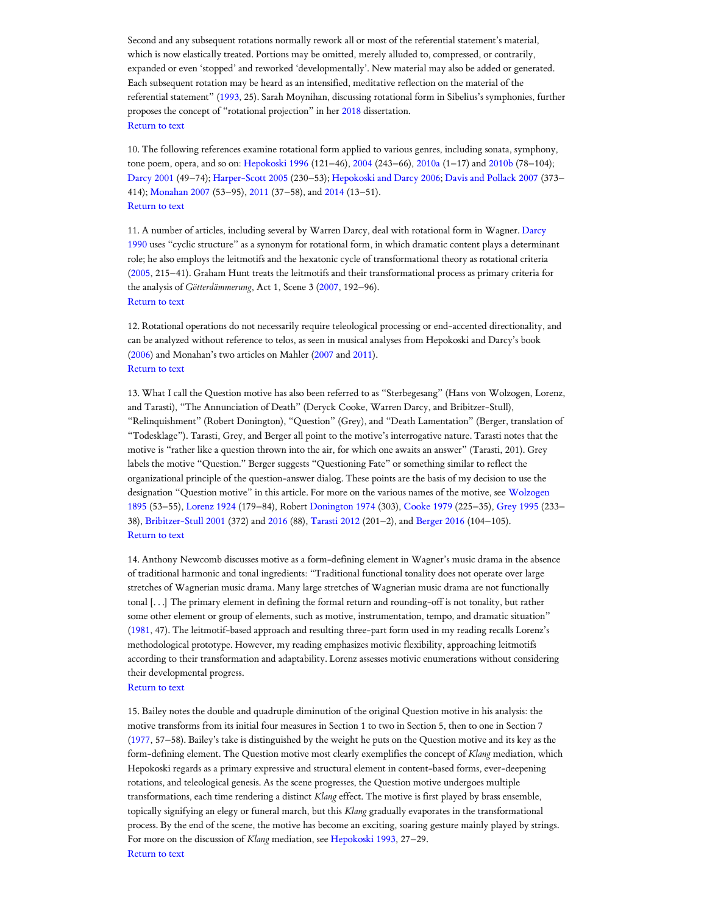Second and any subsequent rotations normally rework all or most of the referential statement's material, which is now elastically treated. Portions may be omitted, merely alluded to, compressed, or contrarily, expanded or even 'stopped' and reworked 'developmentally'. New material may also be added or generated. Each subsequent rotation may be heard as an intensified, meditative reflection on the material of the referential statement" (1993, 25). Sarah Moynihan, discussing rotational form in Sibelius's symphonies, further proposes the concept of "rotational projection" in her 2018 dissertation.
Return to text

10. The following references examine rotational form applied to various genres, including sonata, symphony, tone poem, opera, and so on: Hepokoski 1996 (121–46), 2004 (243–66), 2010a (1–17) and 2010b (78–104); Darcy 2001 (49–74); Harper-Scott 2005 (230–53); Hepokoski and Darcy 2006; Davis and Pollack 2007 (373–414); Monahan 2007 (53–95), 2011 (37–58), and 2014 (13–51).
Return to text

11. A number of articles, including several by Warren Darcy, deal with rotational form in Wagner. Darcy 1990 uses "cyclic structure" as a synonym for rotational form, in which dramatic content plays a determinant role; he also employs the leitmotifs and the hexatonic cycle of transformational theory as rotational criteria (2005, 215–41). Graham Hunt treats the leitmotifs and their transformational process as primary criteria for the analysis of *Götterdämmerung*, Act 1, Scene 3 (2007, 192–96).
Return to text

12. Rotational operations do not necessarily require teleological processing or end-accented directionality, and can be analyzed without reference to telos, as seen in musical analyses from Hepokoski and Darcy's book (2006) and Monahan's two articles on Mahler (2007 and 2011).
Return to text

13. What I call the Question motive has also been referred to as "Sterbegesang" (Hans von Wolzogen, Lorenz, and Tarasti), "The Annunciation of Death" (Deryck Cooke, Warren Darcy, and Bribitzer-Stull), "Relinquishment" (Robert Donington), "Question" (Grey), and "Death Lamentation" (Berger, translation of "Todesklage"). Tarasti, Grey, and Berger all point to the motive's interrogative nature. Tarasti notes that the motive is "rather like a question thrown into the air, for which one awaits an answer" (Tarasti, 201). Grey labels the motive "Question." Berger suggests "Questioning Fate" or something similar to reflect the organizational principle of the question-answer dialog. These points are the basis of my decision to use the designation "Question motive" in this article. For more on the various names of the motive, see Wolzogen 1895 (53–55), Lorenz 1924 (179–84), Robert Donington 1974 (303), Cooke 1979 (225–35), Grey 1995 (233–38), Bribitzer-Stull 2001 (372) and 2016 (88), Tarasti 2012 (201–2), and Berger 2016 (104–105).
Return to text

14. Anthony Newcomb discusses motive as a form-defining element in Wagner's music drama in the absence of traditional harmonic and tonal ingredients: "Traditional functional tonality does not operate over large stretches of Wagnerian music drama. Many large stretches of Wagnerian music drama are not functionally tonal [. . .] The primary element in defining the formal return and rounding-off is not tonality, but rather some other element or group of elements, such as motive, instrumentation, tempo, and dramatic situation" (1981, 47). The leitmotif-based approach and resulting three-part form used in my reading recalls Lorenz's methodological prototype. However, my reading emphasizes motivic flexibility, approaching leitmotifs according to their transformation and adaptability. Lorenz assesses motivic enumerations without considering their developmental progress.
Return to text

15. Bailey notes the double and quadruple diminution of the original Question motive in his analysis: the motive transforms from its initial four measures in Section 1 to two in Section 5, then to one in Section 7 (1977, 57–58). Bailey's take is distinguished by the weight he puts on the Question motive and its key as the form-defining element. The Question motive most clearly exemplifies the concept of *Klang* mediation, which Hepokoski regards as a primary expressive and structural element in content-based forms, ever-deepening rotations, and teleological genesis. As the scene progresses, the Question motive undergoes multiple transformations, each time rendering a distinct *Klang* effect. The motive is first played by brass ensemble, topically signifying an elegy or funeral march, but this *Klang* gradually evaporates in the transformational process. By the end of the scene, the motive has become an exciting, soaring gesture mainly played by strings. For more on the discussion of *Klang* mediation, see Hepokoski 1993, 27–29.
Return to text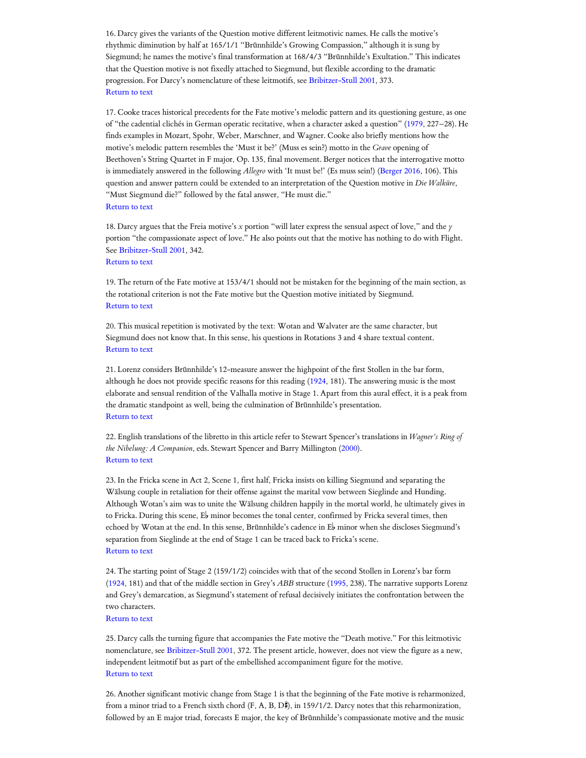16. Darcy gives the variants of the Question motive different leitmotivic names. He calls the motive's rhythmic diminution by half at 165/1/1 "Brünnhilde's Growing Compassion," although it is sung by Siegmund; he names the motive's final transformation at 168/4/3 "Brünnhilde's Exultation." This indicates that the Question motive is not fixedly attached to Siegmund, but flexible according to the dramatic progression. For Darcy's nomenclature of these leitmotifs, see Bribitzer-Stull 2001, 373.
Return to text

17. Cooke traces historical precedents for the Fate motive's melodic pattern and its questioning gesture, as one of "the cadential clichés in German operatic recitative, when a character asked a question" (1979, 227–28). He finds examples in Mozart, Spohr, Weber, Marschner, and Wagner. Cooke also briefly mentions how the motive's melodic pattern resembles the 'Must it be?' (Muss es sein?) motto in the *Grave* opening of Beethoven's String Quartet in F major, Op. 135, final movement. Berger notices that the interrogative motto is immediately answered in the following *Allegro* with 'It must be!' (Es muss sein!) (Berger 2016, 106). This question and answer pattern could be extended to an interpretation of the Question motive in *Die Walküre*, "Must Siegmund die?" followed by the fatal answer, "He must die."
Return to text

18. Darcy argues that the Freia motive's *x* portion "will later express the sensual aspect of love," and the *y* portion "the compassionate aspect of love." He also points out that the motive has nothing to do with Flight. See Bribitzer-Stull 2001, 342.
Return to text

19. The return of the Fate motive at 153/4/1 should not be mistaken for the beginning of the main section, as the rotational criterion is not the Fate motive but the Question motive initiated by Siegmund.
Return to text

20. This musical repetition is motivated by the text: Wotan and Walvater are the same character, but Siegmund does not know that. In this sense, his questions in Rotations 3 and 4 share textual content.
Return to text

21. Lorenz considers Brünnhilde's 12-measure answer the highpoint of the first Stollen in the bar form, although he does not provide specific reasons for this reading (1924, 181). The answering music is the most elaborate and sensual rendition of the Valhalla motive in Stage 1. Apart from this aural effect, it is a peak from the dramatic standpoint as well, being the culmination of Brünnhilde's presentation.
Return to text

22. English translations of the libretto in this article refer to Stewart Spencer's translations in *Wagner's Ring of the Nibelung: A Companion*, eds. Stewart Spencer and Barry Millington (2000).
Return to text

23. In the Fricka scene in Act 2, Scene 1, first half, Fricka insists on killing Siegmund and separating the Wälsung couple in retaliation for their offense against the marital vow between Sieglinde and Hunding. Although Wotan's aim was to unite the Wälsung children happily in the mortal world, he ultimately gives in to Fricka. During this scene, E♭ minor becomes the tonal center, confirmed by Fricka several times, then echoed by Wotan at the end. In this sense, Brünnhilde's cadence in E♭ minor when she discloses Siegmund's separation from Sieglinde at the end of Stage 1 can be traced back to Fricka's scene.
Return to text

24. The starting point of Stage 2 (159/1/2) coincides with that of the second Stollen in Lorenz's bar form (1924, 181) and that of the middle section in Grey's *ABB* structure (1995, 238). The narrative supports Lorenz and Grey's demarcation, as Siegmund's statement of refusal decisively initiates the confrontation between the two characters.
Return to text

25. Darcy calls the turning figure that accompanies the Fate motive the "Death motive." For this leitmotivic nomenclature, see Bribitzer-Stull 2001, 372. The present article, however, does not view the figure as a new, independent leitmotif but as part of the embellished accompaniment figure for the motive.
Return to text

26. Another significant motivic change from Stage 1 is that the beginning of the Fate motive is reharmonized, from a minor triad to a French sixth chord (F, A, B, D♯), in 159/1/2. Darcy notes that this reharmonization, followed by an E major triad, forecasts E major, the key of Brünnhilde's compassionate motive and the music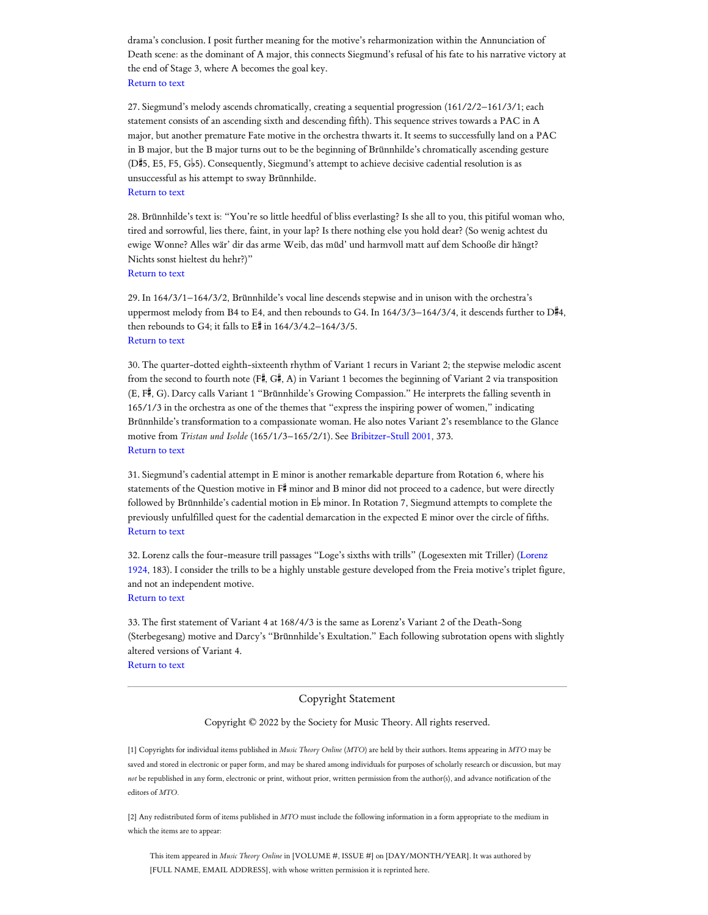drama's conclusion. I posit further meaning for the motive's reharmonization within the Annunciation of Death scene: as the dominant of A major, this connects Siegmund's refusal of his fate to his narrative victory at the end of Stage 3, where A becomes the goal key.
Return to text

27. Siegmund's melody ascends chromatically, creating a sequential progression (161/2/2–161/3/1; each statement consists of an ascending sixth and descending fifth). This sequence strives towards a PAC in A major, but another premature Fate motive in the orchestra thwarts it. It seems to successfully land on a PAC in B major, but the B major turns out to be the beginning of Brünnhilde's chromatically ascending gesture (D♯5, E5, F5, G♭5). Consequently, Siegmund's attempt to achieve decisive cadential resolution is as unsuccessful as his attempt to sway Brünnhilde.
Return to text

28. Brünnhilde's text is: "You're so little heedful of bliss everlasting? Is she all to you, this pitiful woman who, tired and sorrowful, lies there, faint, in your lap? Is there nothing else you hold dear? (So wenig achtest du ewige Wonne? Alles wär' dir das arme Weib, das müd' und harmvoll matt auf dem Schooße dir hängt? Nichts sonst hieltest du hehr?)"
Return to text

29. In 164/3/1–164/3/2, Brünnhilde's vocal line descends stepwise and in unison with the orchestra's uppermost melody from B4 to E4, and then rebounds to G4. In 164/3/3–164/3/4, it descends further to D♯4, then rebounds to G4; it falls to E♯ in 164/3/4.2–164/3/5.
Return to text

30. The quarter-dotted eighth-sixteenth rhythm of Variant 1 recurs in Variant 2; the stepwise melodic ascent from the second to fourth note (F♯, G♯, A) in Variant 1 becomes the beginning of Variant 2 via transposition (E, F♯, G). Darcy calls Variant 1 "Brünnhilde's Growing Compassion." He interprets the falling seventh in 165/1/3 in the orchestra as one of the themes that "express the inspiring power of women," indicating Brünnhilde's transformation to a compassionate woman. He also notes Variant 2's resemblance to the Glance motive from *Tristan und Isolde* (165/1/3–165/2/1). See Bribitzer-Stull 2001, 373.
Return to text

31. Siegmund's cadential attempt in E minor is another remarkable departure from Rotation 6, where his statements of the Question motive in F♯ minor and B minor did not proceed to a cadence, but were directly followed by Brünnhilde's cadential motion in E♭ minor. In Rotation 7, Siegmund attempts to complete the previously unfulfilled quest for the cadential demarcation in the expected E minor over the circle of fifths.
Return to text

32. Lorenz calls the four-measure trill passages "Loge's sixths with trills" (Logesexten mit Triller) (Lorenz 1924, 183). I consider the trills to be a highly unstable gesture developed from the Freia motive's triplet figure, and not an independent motive.
Return to text

33. The first statement of Variant 4 at 168/4/3 is the same as Lorenz's Variant 2 of the Death-Song (Sterbegesang) motive and Darcy's "Brünnhilde's Exultation." Each following subrotation opens with slightly altered versions of Variant 4.
Return to text

---

## Copyright Statement

Copyright © 2022 by the Society for Music Theory. All rights reserved.

[1] Copyrights for individual items published in *Music Theory Online* (*MTO*) are held by their authors. Items appearing in *MTO* may be saved and stored in electronic or paper form, and may be shared among individuals for purposes of scholarly research or discussion, but may *not* be republished in any form, electronic or print, without prior, written permission from the author(s), and advance notification of the editors of *MTO*.

[2] Any redistributed form of items published in *MTO* must include the following information in a form appropriate to the medium in which the items are to appear:

> This item appeared in *Music Theory Online* in [VOLUME #, ISSUE #] on [DAY/MONTH/YEAR]. It was authored by [FULL NAME, EMAIL ADDRESS], with whose written permission it is reprinted here.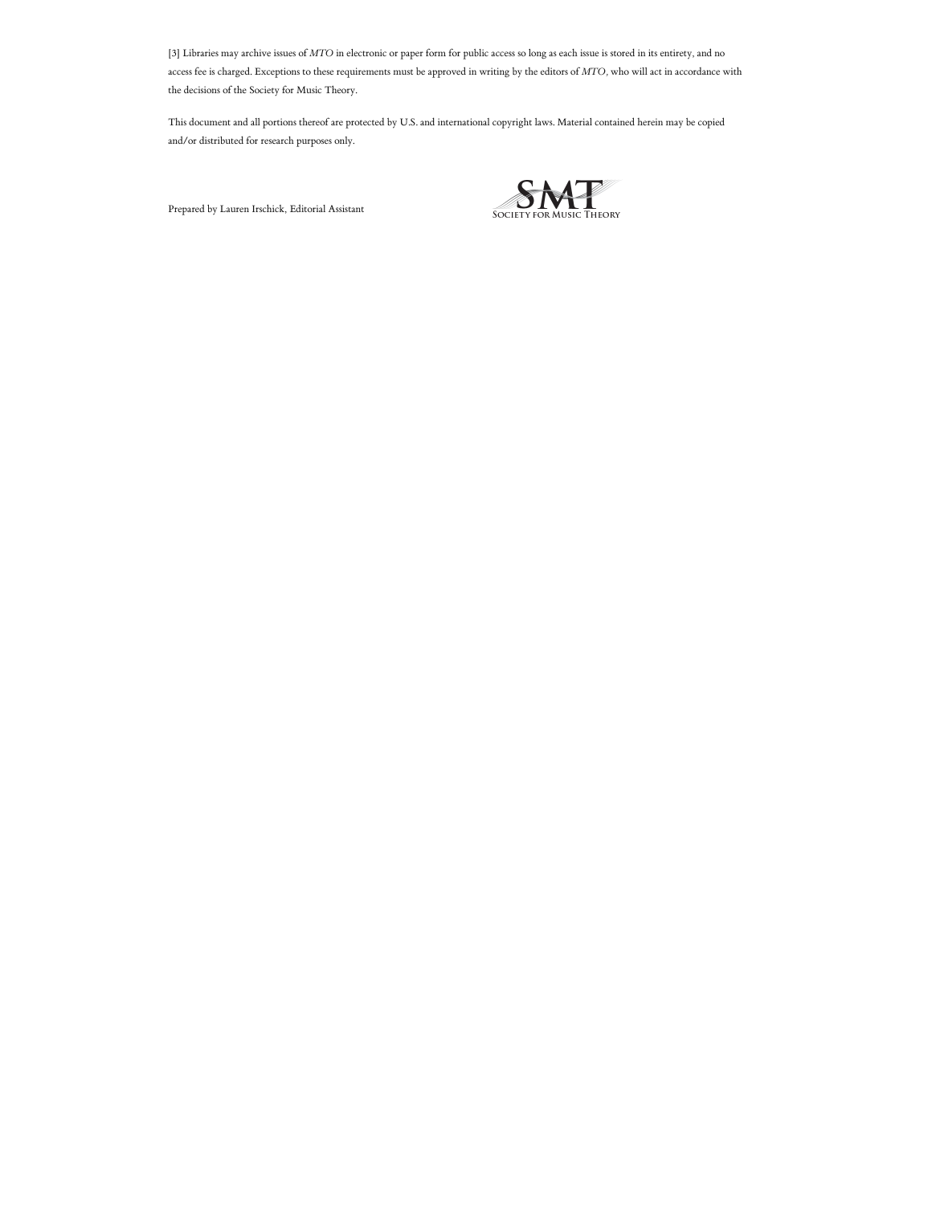[3] Libraries may archive issues of *MTO* in electronic or paper form for public access so long as each issue is stored in its entirety, and no access fee is charged. Exceptions to these requirements must be approved in writing by the editors of *MTO*, who will act in accordance with the decisions of the Society for Music Theory.

This document and all portions thereof are protected by U.S. and international copyright laws. Material contained herein may be copied and/or distributed for research purposes only.

Prepared by Lauren Irschick, Editorial Assistant

SMT
Society for Music Theory